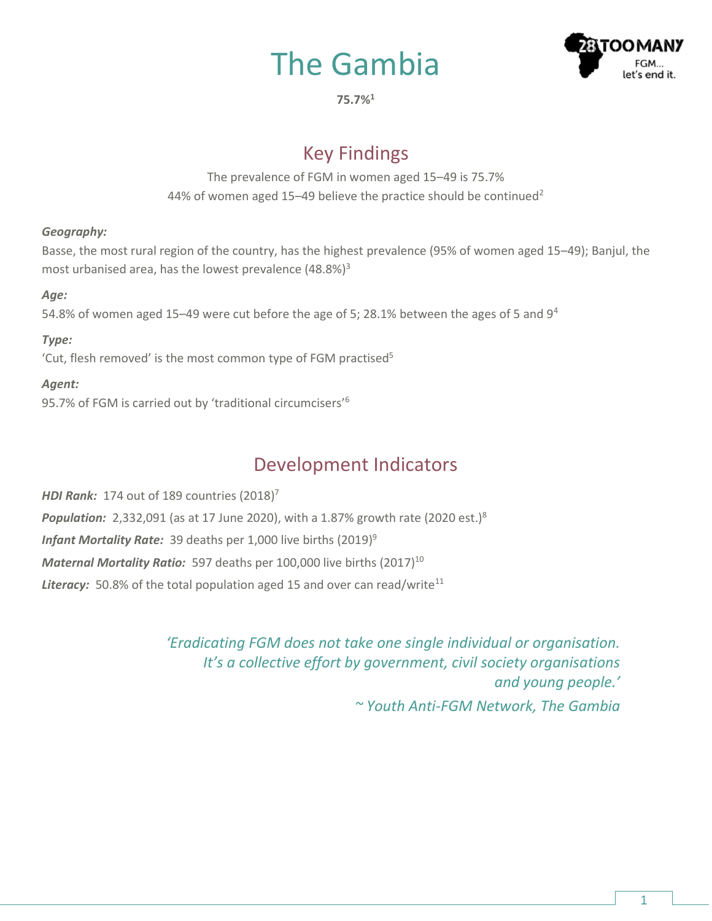# The Gambia

**75.7%[1]**

## Key Findings

The prevalence of FGM in women aged 15–49 is 75.7%

44% of women aged 15–49 believe the practice should be continued[2]

***Geography:***

Basse, the most rural region of the country, has the highest prevalence (95% of women aged 15–49); Banjul, the most urbanised area, has the lowest prevalence (48.8%)[3]

***Age:***

54.8% of women aged 15–49 were cut before the age of 5; 28.1% between the ages of 5 and 9[4]

***Type:***

'Cut, flesh removed' is the most common type of FGM practised[5]

***Agent:***

95.7% of FGM is carried out by 'traditional circumcisers'[6]

## Development Indicators

***HDI Rank:*** 174 out of 189 countries (2018)[7]

***Population:*** 2,332,091 (as at 17 June 2020), with a 1.87% growth rate (2020 est.)[8]

***Infant Mortality Rate:*** 39 deaths per 1,000 live births (2019)[9]

***Maternal Mortality Ratio:*** 597 deaths per 100,000 live births (2017)[10]

***Literacy:*** 50.8% of the total population aged 15 and over can read/write[11]

*'Eradicating FGM does not take one single individual or organisation. It's a collective effort by government, civil society organisations and young people.'*

*~ Youth Anti-FGM Network, The Gambia*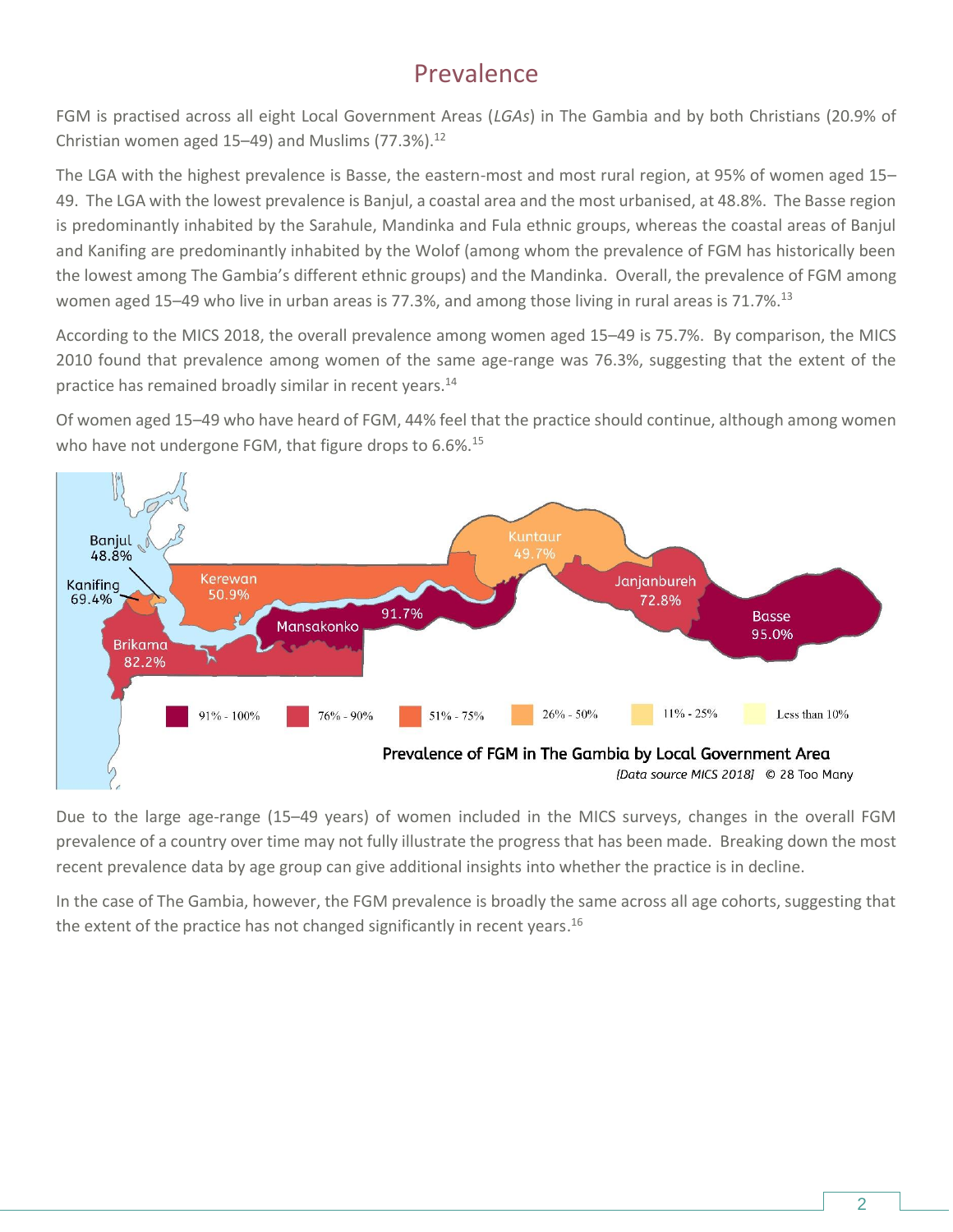## Prevalence

FGM is practised across all eight Local Government Areas (*LGAs*) in The Gambia and by both Christians (20.9% of Christian women aged 15–49) and Muslims (77.3%).[12]

The LGA with the highest prevalence is Basse, the eastern-most and most rural region, at 95% of women aged 15–49. The LGA with the lowest prevalence is Banjul, a coastal area and the most urbanised, at 48.8%. The Basse region is predominantly inhabited by the Sarahule, Mandinka and Fula ethnic groups, whereas the coastal areas of Banjul and Kanifing are predominantly inhabited by the Wolof (among whom the prevalence of FGM has historically been the lowest among The Gambia's different ethnic groups) and the Mandinka. Overall, the prevalence of FGM among women aged 15–49 who live in urban areas is 77.3%, and among those living in rural areas is 71.7%.[13]

According to the MICS 2018, the overall prevalence among women aged 15–49 is 75.7%. By comparison, the MICS 2010 found that prevalence among women of the same age-range was 76.3%, suggesting that the extent of the practice has remained broadly similar in recent years.[14]

Of women aged 15–49 who have heard of FGM, 44% feel that the practice should continue, although among women who have not undergone FGM, that figure drops to 6.6%.[15]

Banjul 48.8%; Kanifing 69.4%; Kerewan 50.9%; Kuntaur 49.7%; Janjanbureh 72.8%; Basse 95.0%; Mansakonko 91.7%; Brikama 82.2%

91% - 100% | 76% - 90% | 51% - 75% | 26% - 50% | 11% - 25% | Less than 10%

**Prevalence of FGM in The Gambia by Local Government Area**

*[Data source MICS 2018]* © 28 Too Many

Due to the large age-range (15–49 years) of women included in the MICS surveys, changes in the overall FGM prevalence of a country over time may not fully illustrate the progress that has been made. Breaking down the most recent prevalence data by age group can give additional insights into whether the practice is in decline.

In the case of The Gambia, however, the FGM prevalence is broadly the same across all age cohorts, suggesting that the extent of the practice has not changed significantly in recent years.[16]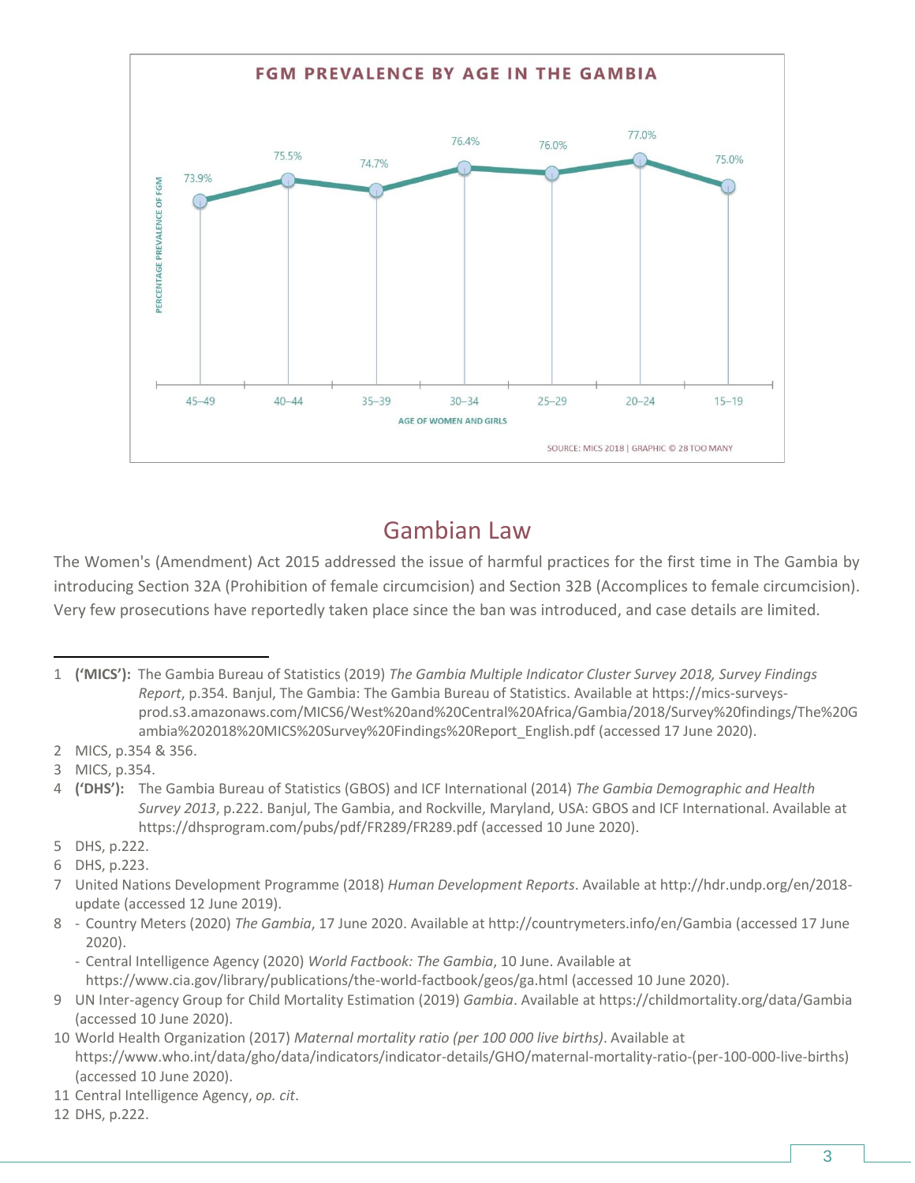**FGM PREVALENCE BY AGE IN THE GAMBIA**

| Age of women and girls | 45–49 | 40–44 | 35–39 | 30–34 | 25–29 | 20–24 | 15–19 |
| --- | --- | --- | --- | --- | --- | --- | --- |
| Percentage prevalence of FGM | 73.9% | 75.5% | 74.7% | 76.4% | 76.0% | 77.0% | 75.0% |

SOURCE: MICS 2018 | GRAPHIC © 28 TOO MANY

## Gambian Law

The Women's (Amendment) Act 2015 addressed the issue of harmful practices for the first time in The Gambia by introducing Section 32A (Prohibition of female circumcision) and Section 32B (Accomplices to female circumcision). Very few prosecutions have reportedly taken place since the ban was introduced, and case details are limited.

---

1 **('MICS'):** The Gambia Bureau of Statistics (2019) *The Gambia Multiple Indicator Cluster Survey 2018, Survey Findings Report*, p.354. Banjul, The Gambia: The Gambia Bureau of Statistics. Available at https://mics-surveys-prod.s3.amazonaws.com/MICS6/West%20and%20Central%20Africa/Gambia/2018/Survey%20findings/The%20Gambia%202018%20MICS%20Survey%20Findings%20Report_English.pdf (accessed 17 June 2020).

2 MICS, p.354 & 356.

3 MICS, p.354.

4 **('DHS'):** The Gambia Bureau of Statistics (GBOS) and ICF International (2014) *The Gambia Demographic and Health Survey 2013*, p.222. Banjul, The Gambia, and Rockville, Maryland, USA: GBOS and ICF International. Available at https://dhsprogram.com/pubs/pdf/FR289/FR289.pdf (accessed 10 June 2020).

5 DHS, p.222.

6 DHS, p.223.

7 United Nations Development Programme (2018) *Human Development Reports*. Available at http://hdr.undp.org/en/2018-update (accessed 12 June 2019).

8
- Country Meters (2020) *The Gambia*, 17 June 2020. Available at http://countrymeters.info/en/Gambia (accessed 17 June 2020).
- Central Intelligence Agency (2020) *World Factbook: The Gambia*, 10 June. Available at https://www.cia.gov/library/publications/the-world-factbook/geos/ga.html (accessed 10 June 2020).

9 UN Inter-agency Group for Child Mortality Estimation (2019) *Gambia*. Available at https://childmortality.org/data/Gambia (accessed 10 June 2020).

10 World Health Organization (2017) *Maternal mortality ratio (per 100 000 live births)*. Available at https://www.who.int/data/gho/data/indicators/indicator-details/GHO/maternal-mortality-ratio-(per-100-000-live-births) (accessed 10 June 2020).

11 Central Intelligence Agency, *op. cit*.

12 DHS, p.222.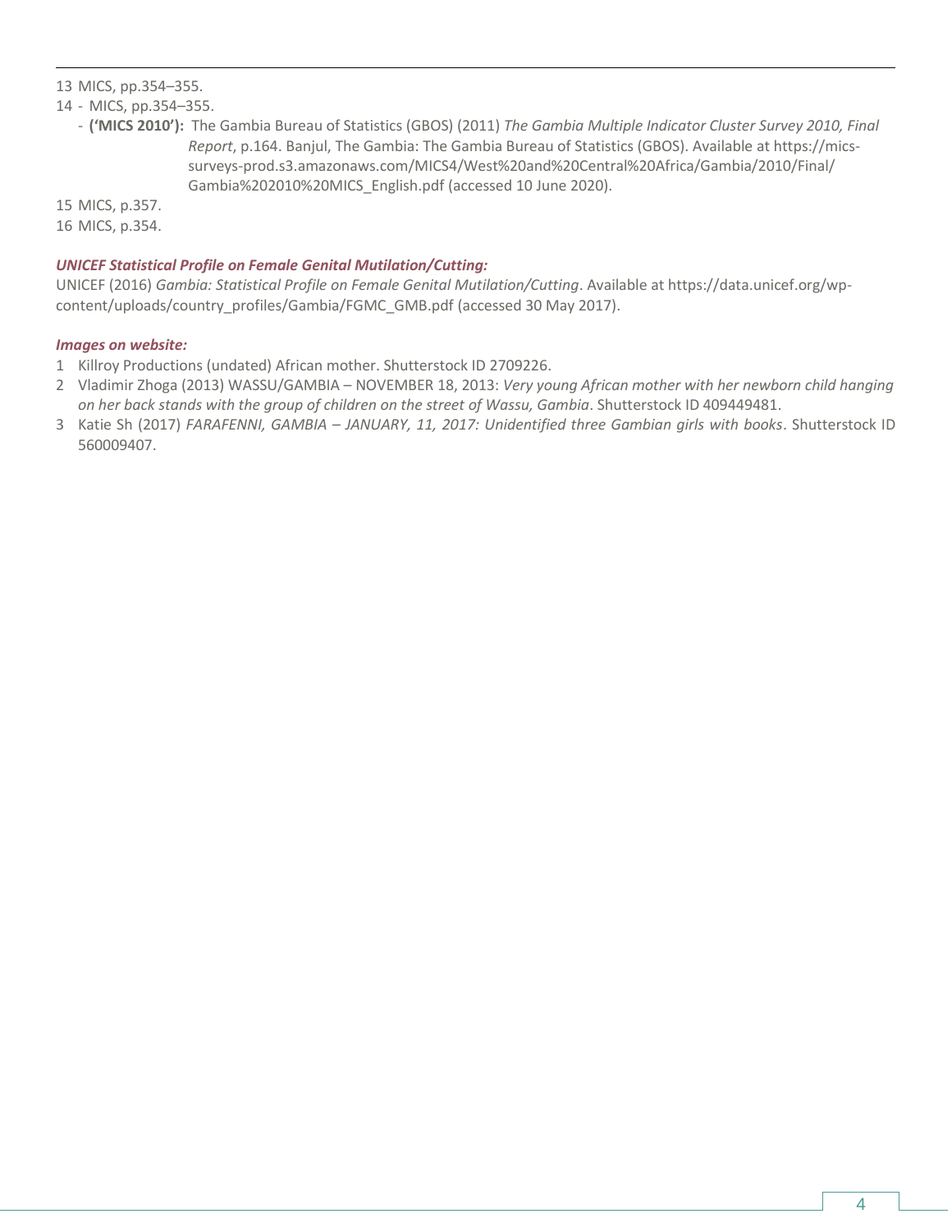13 MICS, pp.354–355.

14 - MICS, pp.354–355.

- **(‘MICS 2010’):** The Gambia Bureau of Statistics (GBOS) (2011) *The Gambia Multiple Indicator Cluster Survey 2010, Final Report*, p.164. Banjul, The Gambia: The Gambia Bureau of Statistics (GBOS). Available at https://mics-surveys-prod.s3.amazonaws.com/MICS4/West%20and%20Central%20Africa/Gambia/2010/Final/Gambia%202010%20MICS_English.pdf (accessed 10 June 2020).

15 MICS, p.357.

16 MICS, p.354.

***UNICEF Statistical Profile on Female Genital Mutilation/Cutting:***

UNICEF (2016) *Gambia: Statistical Profile on Female Genital Mutilation/Cutting*. Available at https://data.unicef.org/wp-content/uploads/country_profiles/Gambia/FGMC_GMB.pdf (accessed 30 May 2017).

***Images on website:***

1. Killroy Productions (undated) African mother. Shutterstock ID 2709226.
2. Vladimir Zhoga (2013) WASSU/GAMBIA – NOVEMBER 18, 2013: *Very young African mother with her newborn child hanging on her back stands with the group of children on the street of Wassu, Gambia*. Shutterstock ID 409449481.
3. Katie Sh (2017) *FARAFENNI, GAMBIA – JANUARY, 11, 2017: Unidentified three Gambian girls with books*. Shutterstock ID 560009407.